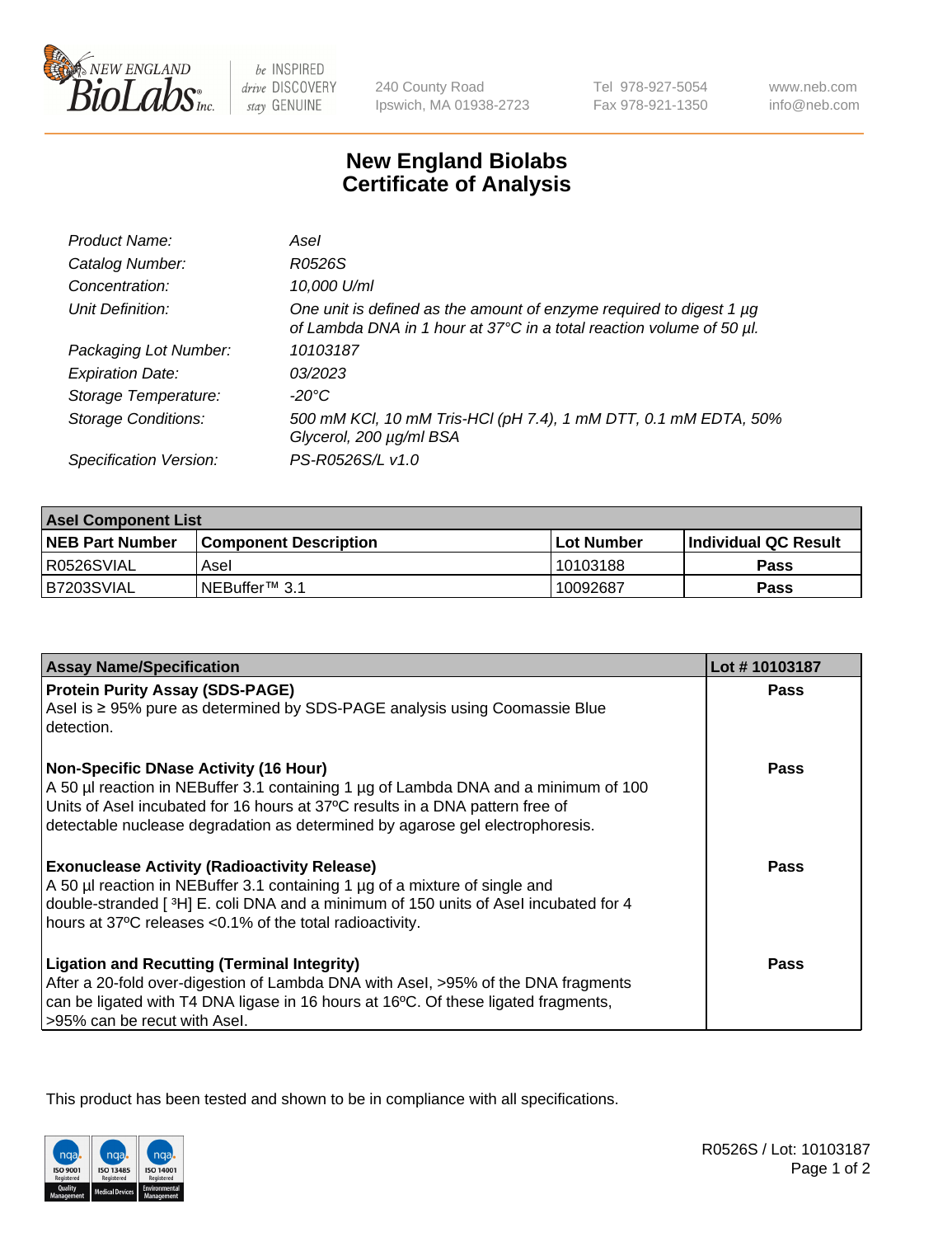New England Biolabs Inc. — be INSPIRED drive DISCOVERY stay GENUINE

240 County Road
Ipswich, MA 01938-2723

Tel 978-927-5054
Fax 978-921-1350

www.neb.com
info@neb.com

# New England Biolabs
# Certificate of Analysis

| | |
|---|---|
| *Product Name:* | *AseI* |
| *Catalog Number:* | *R0526S* |
| *Concentration:* | *10,000 U/ml* |
| *Unit Definition:* | *One unit is defined as the amount of enzyme required to digest 1 µg of Lambda DNA in 1 hour at 37°C in a total reaction volume of 50 µl.* |
| *Packaging Lot Number:* | *10103187* |
| *Expiration Date:* | *03/2023* |
| *Storage Temperature:* | *-20°C* |
| *Storage Conditions:* | *500 mM KCl, 10 mM Tris-HCl (pH 7.4), 1 mM DTT, 0.1 mM EDTA, 50% Glycerol, 200 µg/ml BSA* |
| *Specification Version:* | *PS-R0526S/L v1.0* |

| AseI Component List | | | |
|---|---|---|---|
| **NEB Part Number** | **Component Description** | **Lot Number** | **Individual QC Result** |
| R0526SVIAL | AseI | 10103188 | **Pass** |
| B7203SVIAL | NEBuffer™ 3.1 | 10092687 | **Pass** |

| Assay Name/Specification | Lot # 10103187 |
|---|---|
| **Protein Purity Assay (SDS-PAGE)**<br>AseI is ≥ 95% pure as determined by SDS-PAGE analysis using Coomassie Blue detection. | **Pass** |
| **Non-Specific DNase Activity (16 Hour)**<br>A 50 µl reaction in NEBuffer 3.1 containing 1 µg of Lambda DNA and a minimum of 100 Units of AseI incubated for 16 hours at 37ºC results in a DNA pattern free of detectable nuclease degradation as determined by agarose gel electrophoresis. | **Pass** |
| **Exonuclease Activity (Radioactivity Release)**<br>A 50 µl reaction in NEBuffer 3.1 containing 1 µg of a mixture of single and double-stranded [ $^{3}$H] E. coli DNA and a minimum of 150 units of AseI incubated for 4 hours at 37ºC releases <0.1% of the total radioactivity. | **Pass** |
| **Ligation and Recutting (Terminal Integrity)**<br>After a 20-fold over-digestion of Lambda DNA with AseI, >95% of the DNA fragments can be ligated with T4 DNA ligase in 16 hours at 16ºC. Of these ligated fragments, >95% can be recut with AseI. | **Pass** |

This product has been tested and shown to be in compliance with all specifications.

R0526S / Lot: 10103187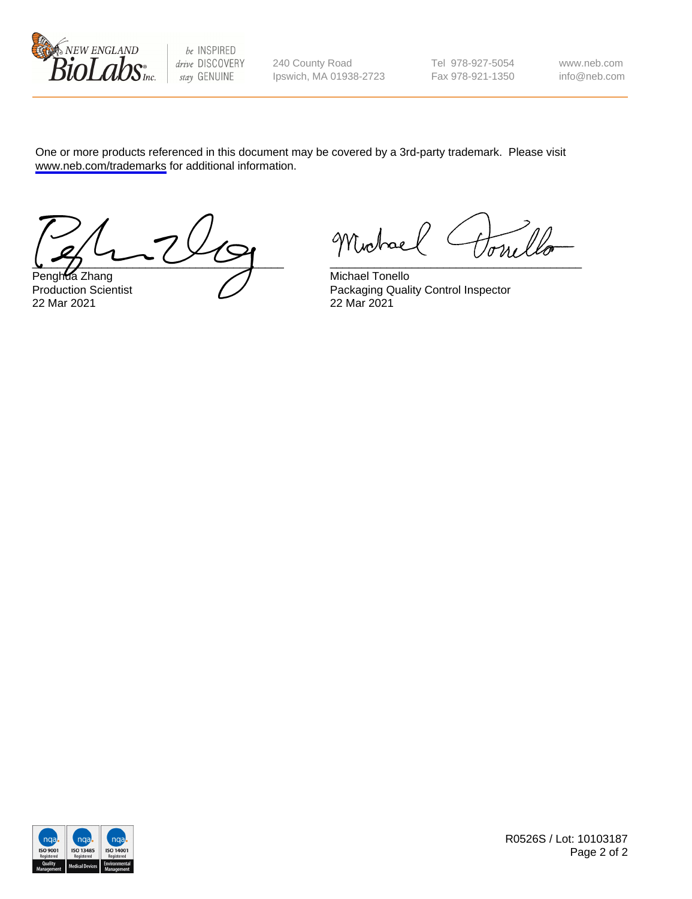One or more products referenced in this document may be covered by a 3rd-party trademark. Please visit www.neb.com/trademarks for additional information.

Penghua Zhang
Production Scientist
22 Mar 2021

Michael Tonello
Packaging Quality Control Inspector
22 Mar 2021

R0526S / Lot: 10103187